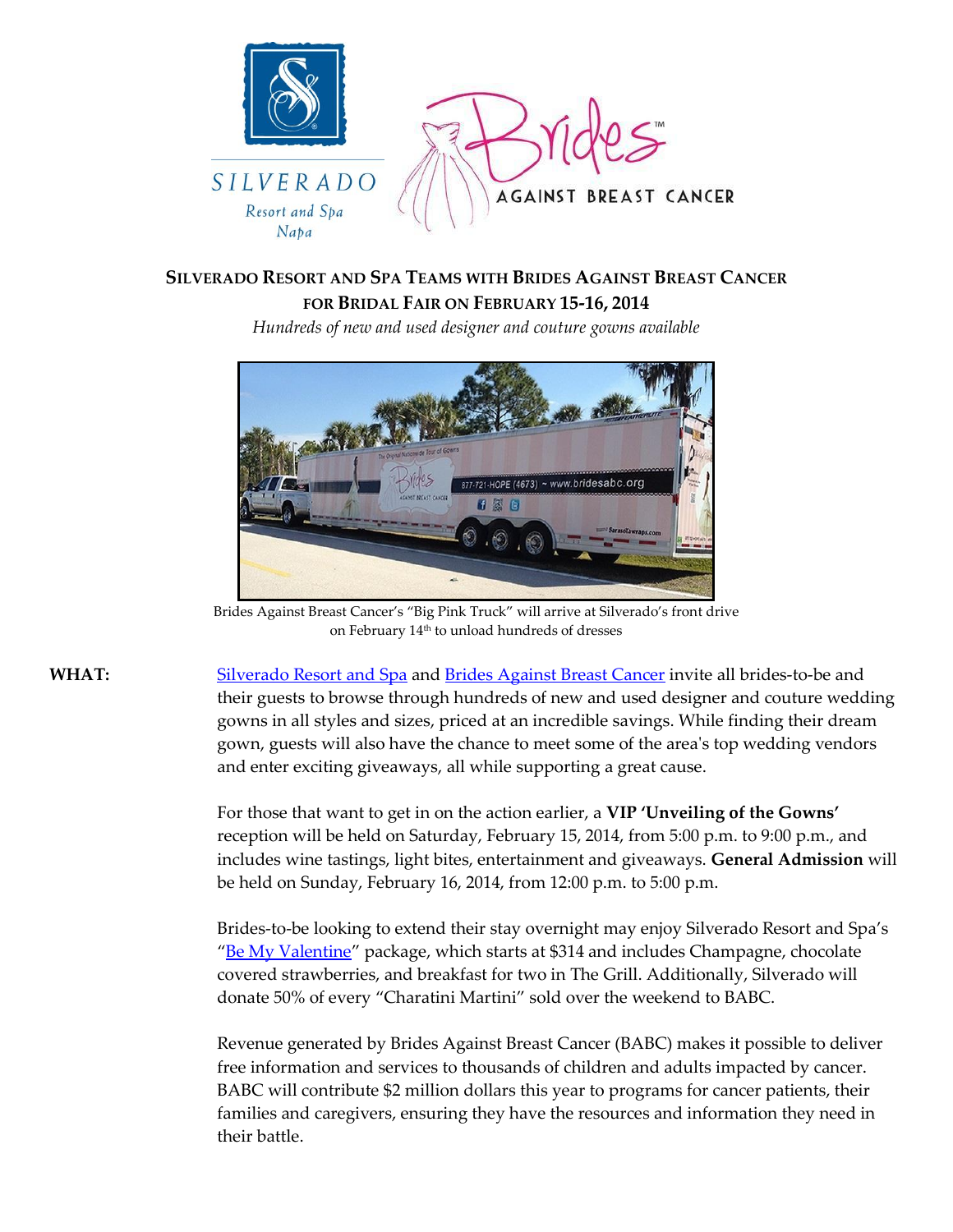SILVERADO
Resort and Spa
Napa

Brides™
AGAINST BREAST CANCER

# SILVERADO RESORT AND SPA TEAMS WITH BRIDES AGAINST BREAST CANCER FOR BRIDAL FAIR ON FEBRUARY 15-16, 2014

*Hundreds of new and used designer and couture gowns available*

Brides Against Breast Cancer's "Big Pink Truck" will arrive at Silverado's front drive on February 14th to unload hundreds of dresses

**WHAT:**

Silverado Resort and Spa and Brides Against Breast Cancer invite all brides-to-be and their guests to browse through hundreds of new and used designer and couture wedding gowns in all styles and sizes, priced at an incredible savings. While finding their dream gown, guests will also have the chance to meet some of the area's top wedding vendors and enter exciting giveaways, all while supporting a great cause.

For those that want to get in on the action earlier, a **VIP 'Unveiling of the Gowns'** reception will be held on Saturday, February 15, 2014, from 5:00 p.m. to 9:00 p.m., and includes wine tastings, light bites, entertainment and giveaways. **General Admission** will be held on Sunday, February 16, 2014, from 12:00 p.m. to 5:00 p.m.

Brides-to-be looking to extend their stay overnight may enjoy Silverado Resort and Spa's "Be My Valentine" package, which starts at $314 and includes Champagne, chocolate covered strawberries, and breakfast for two in The Grill. Additionally, Silverado will donate 50% of every "Charatini Martini" sold over the weekend to BABC.

Revenue generated by Brides Against Breast Cancer (BABC) makes it possible to deliver free information and services to thousands of children and adults impacted by cancer. BABC will contribute $2 million dollars this year to programs for cancer patients, their families and caregivers, ensuring they have the resources and information they need in their battle.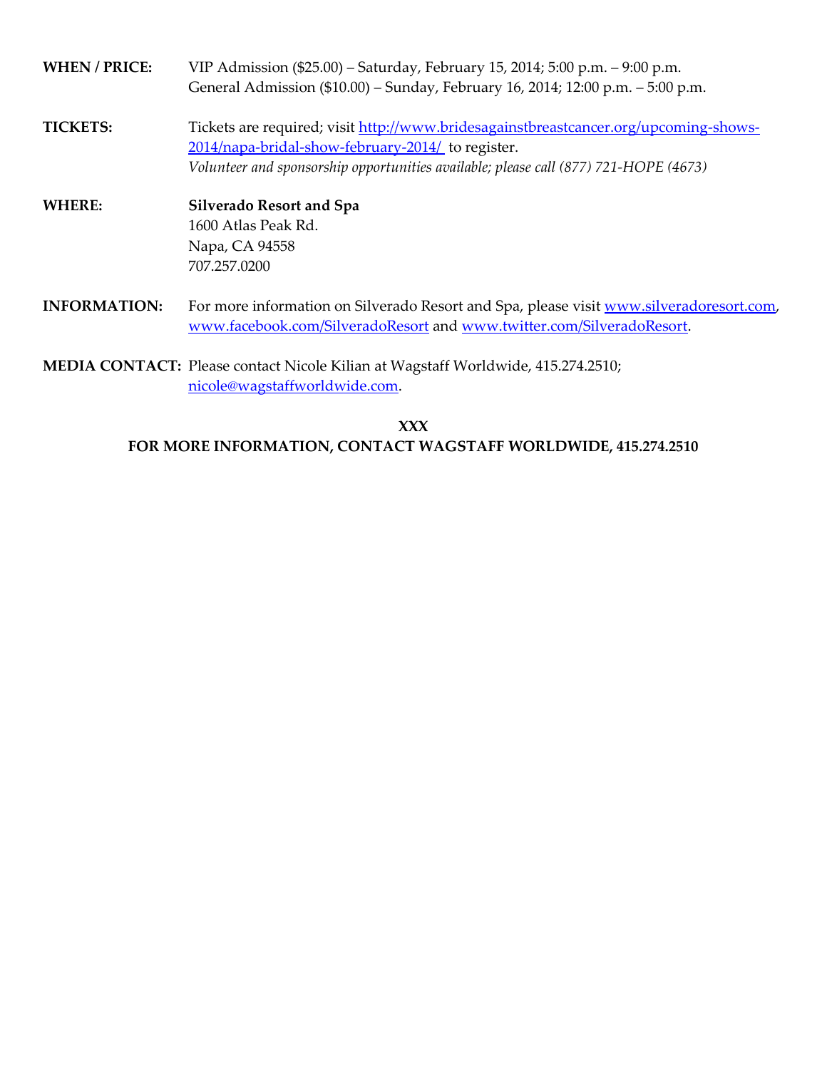**WHEN / PRICE:** VIP Admission ($25.00) – Saturday, February 15, 2014; 5:00 p.m. – 9:00 p.m.
General Admission ($10.00) – Sunday, February 16, 2014; 12:00 p.m. – 5:00 p.m.

**TICKETS:** Tickets are required; visit http://www.bridesagainstbreastcancer.org/upcoming-shows-2014/napa-bridal-show-february-2014/ to register.
*Volunteer and sponsorship opportunities available; please call (877) 721-HOPE (4673)*

**WHERE:** **Silverado Resort and Spa**
1600 Atlas Peak Rd.
Napa, CA 94558
707.257.0200

**INFORMATION:** For more information on Silverado Resort and Spa, please visit www.silveradoresort.com, www.facebook.com/SilveradoResort and www.twitter.com/SilveradoResort.

**MEDIA CONTACT:** Please contact Nicole Kilian at Wagstaff Worldwide, 415.274.2510; nicole@wagstaffworldwide.com.

**XXX**

**FOR MORE INFORMATION, CONTACT WAGSTAFF WORLDWIDE, 415.274.2510**